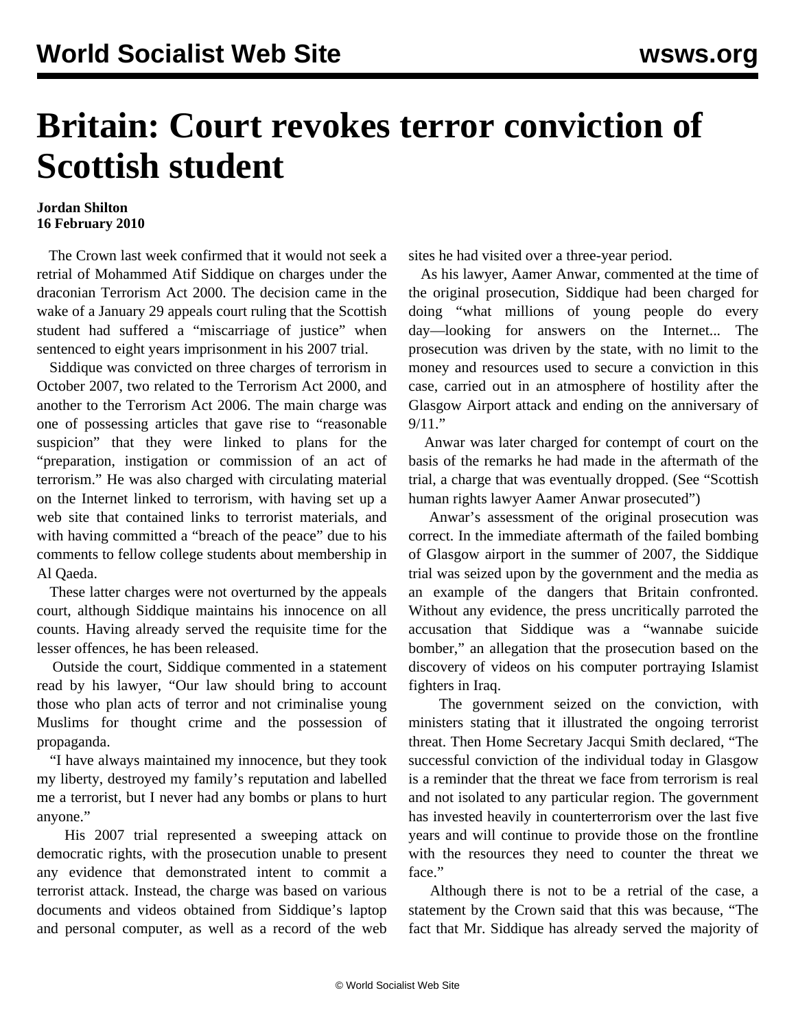# Britain: Court revokes terror conviction of Scottish student

**Jordan Shilton**
**16 February 2010**

The Crown last week confirmed that it would not seek a retrial of Mohammed Atif Siddique on charges under the draconian Terrorism Act 2000. The decision came in the wake of a January 29 appeals court ruling that the Scottish student had suffered a "miscarriage of justice" when sentenced to eight years imprisonment in his 2007 trial.

Siddique was convicted on three charges of terrorism in October 2007, two related to the Terrorism Act 2000, and another to the Terrorism Act 2006. The main charge was one of possessing articles that gave rise to "reasonable suspicion" that they were linked to plans for the "preparation, instigation or commission of an act of terrorism." He was also charged with circulating material on the Internet linked to terrorism, with having set up a web site that contained links to terrorist materials, and with having committed a "breach of the peace" due to his comments to fellow college students about membership in Al Qaeda.

These latter charges were not overturned by the appeals court, although Siddique maintains his innocence on all counts. Having already served the requisite time for the lesser offences, he has been released.

Outside the court, Siddique commented in a statement read by his lawyer, "Our law should bring to account those who plan acts of terror and not criminalise young Muslims for thought crime and the possession of propaganda.

"I have always maintained my innocence, but they took my liberty, destroyed my family's reputation and labelled me a terrorist, but I never had any bombs or plans to hurt anyone."

His 2007 trial represented a sweeping attack on democratic rights, with the prosecution unable to present any evidence that demonstrated intent to commit a terrorist attack. Instead, the charge was based on various documents and videos obtained from Siddique's laptop and personal computer, as well as a record of the web sites he had visited over a three-year period.

As his lawyer, Aamer Anwar, commented at the time of the original prosecution, Siddique had been charged for doing "what millions of young people do every day—looking for answers on the Internet... The prosecution was driven by the state, with no limit to the money and resources used to secure a conviction in this case, carried out in an atmosphere of hostility after the Glasgow Airport attack and ending on the anniversary of 9/11."

Anwar was later charged for contempt of court on the basis of the remarks he had made in the aftermath of the trial, a charge that was eventually dropped. (See "Scottish human rights lawyer Aamer Anwar prosecuted")

Anwar's assessment of the original prosecution was correct. In the immediate aftermath of the failed bombing of Glasgow airport in the summer of 2007, the Siddique trial was seized upon by the government and the media as an example of the dangers that Britain confronted. Without any evidence, the press uncritically parroted the accusation that Siddique was a "wannabe suicide bomber," an allegation that the prosecution based on the discovery of videos on his computer portraying Islamist fighters in Iraq.

The government seized on the conviction, with ministers stating that it illustrated the ongoing terrorist threat. Then Home Secretary Jacqui Smith declared, "The successful conviction of the individual today in Glasgow is a reminder that the threat we face from terrorism is real and not isolated to any particular region. The government has invested heavily in counterterrorism over the last five years and will continue to provide those on the frontline with the resources they need to counter the threat we face."

Although there is not to be a retrial of the case, a statement by the Crown said that this was because, "The fact that Mr. Siddique has already served the majority of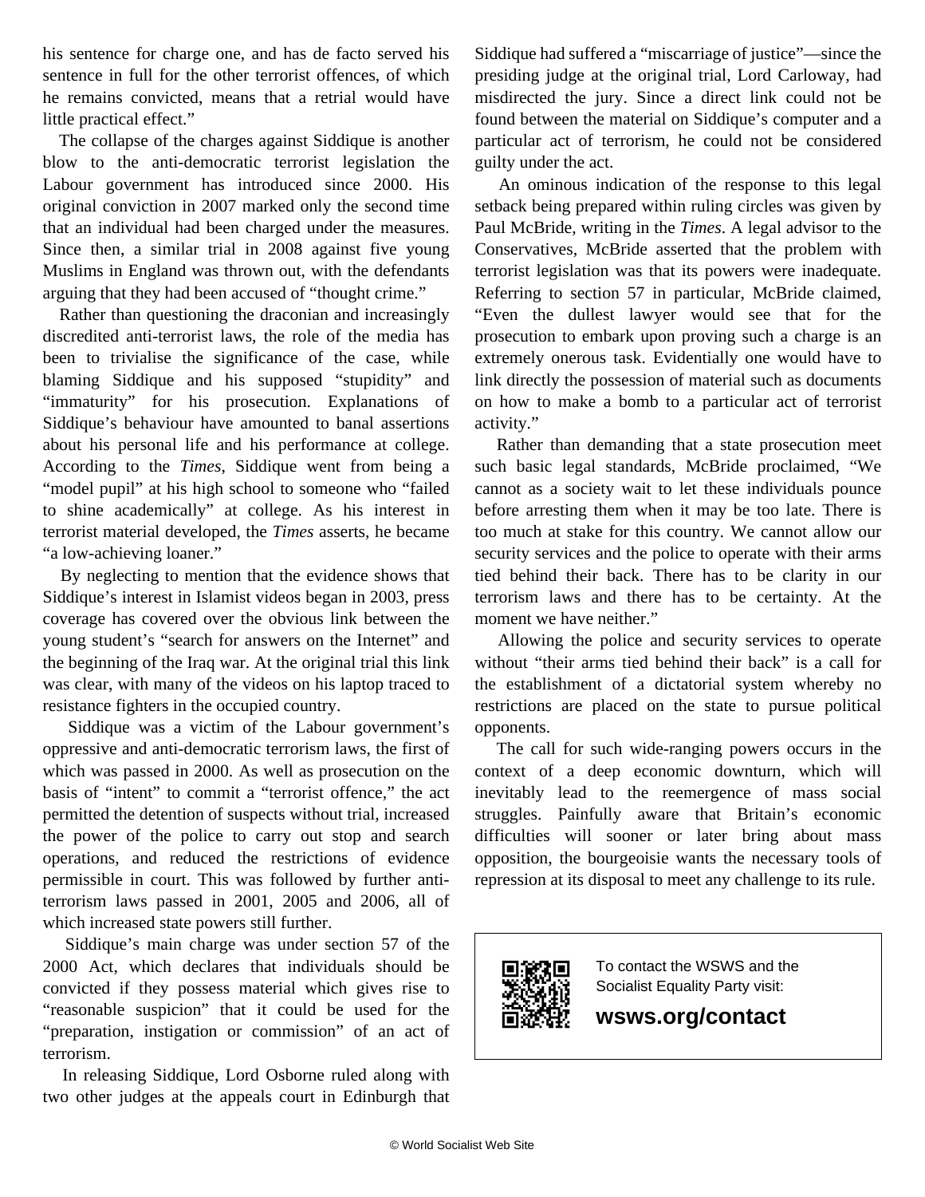his sentence for charge one, and has de facto served his sentence in full for the other terrorist offences, of which he remains convicted, means that a retrial would have little practical effect."

The collapse of the charges against Siddique is another blow to the anti-democratic terrorist legislation the Labour government has introduced since 2000. His original conviction in 2007 marked only the second time that an individual had been charged under the measures. Since then, a similar trial in 2008 against five young Muslims in England was thrown out, with the defendants arguing that they had been accused of "thought crime."

Rather than questioning the draconian and increasingly discredited anti-terrorist laws, the role of the media has been to trivialise the significance of the case, while blaming Siddique and his supposed "stupidity" and "immaturity" for his prosecution. Explanations of Siddique's behaviour have amounted to banal assertions about his personal life and his performance at college. According to the *Times*, Siddique went from being a "model pupil" at his high school to someone who "failed to shine academically" at college. As his interest in terrorist material developed, the *Times* asserts, he became "a low-achieving loaner."

By neglecting to mention that the evidence shows that Siddique's interest in Islamist videos began in 2003, press coverage has covered over the obvious link between the young student's "search for answers on the Internet" and the beginning of the Iraq war. At the original trial this link was clear, with many of the videos on his laptop traced to resistance fighters in the occupied country.

Siddique was a victim of the Labour government's oppressive and anti-democratic terrorism laws, the first of which was passed in 2000. As well as prosecution on the basis of "intent" to commit a "terrorist offence," the act permitted the detention of suspects without trial, increased the power of the police to carry out stop and search operations, and reduced the restrictions of evidence permissible in court. This was followed by further anti-terrorism laws passed in 2001, 2005 and 2006, all of which increased state powers still further.

Siddique's main charge was under section 57 of the 2000 Act, which declares that individuals should be convicted if they possess material which gives rise to "reasonable suspicion" that it could be used for the "preparation, instigation or commission" of an act of terrorism.

In releasing Siddique, Lord Osborne ruled along with two other judges at the appeals court in Edinburgh that Siddique had suffered a "miscarriage of justice"—since the presiding judge at the original trial, Lord Carloway, had misdirected the jury. Since a direct link could not be found between the material on Siddique's computer and a particular act of terrorism, he could not be considered guilty under the act.

An ominous indication of the response to this legal setback being prepared within ruling circles was given by Paul McBride, writing in the *Times*. A legal advisor to the Conservatives, McBride asserted that the problem with terrorist legislation was that its powers were inadequate. Referring to section 57 in particular, McBride claimed, "Even the dullest lawyer would see that for the prosecution to embark upon proving such a charge is an extremely onerous task. Evidentially one would have to link directly the possession of material such as documents on how to make a bomb to a particular act of terrorist activity."

Rather than demanding that a state prosecution meet such basic legal standards, McBride proclaimed, "We cannot as a society wait to let these individuals pounce before arresting them when it may be too late. There is too much at stake for this country. We cannot allow our security services and the police to operate with their arms tied behind their back. There has to be clarity in our terrorism laws and there has to be certainty. At the moment we have neither."

Allowing the police and security services to operate without "their arms tied behind their back" is a call for the establishment of a dictatorial system whereby no restrictions are placed on the state to pursue political opponents.

The call for such wide-ranging powers occurs in the context of a deep economic downturn, which will inevitably lead to the reemergence of mass social struggles. Painfully aware that Britain's economic difficulties will sooner or later bring about mass opposition, the bourgeoisie wants the necessary tools of repression at its disposal to meet any challenge to its rule.

To contact the WSWS and the Socialist Equality Party visit:

**wsws.org/contact**